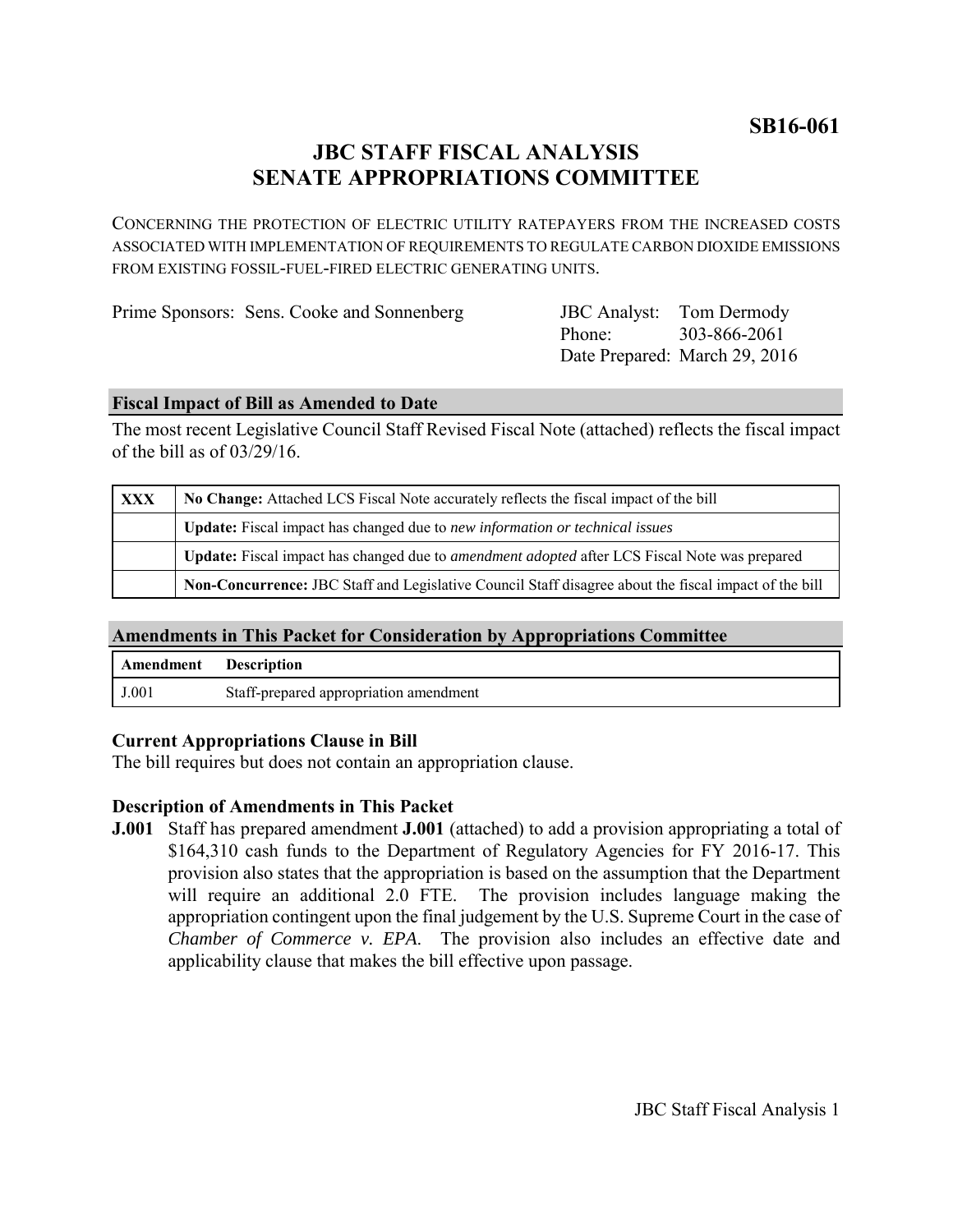**SB16-061**

# JBC STAFF FISCAL ANALYSIS
# SENATE APPROPRIATIONS COMMITTEE

CONCERNING THE PROTECTION OF ELECTRIC UTILITY RATEPAYERS FROM THE INCREASED COSTS ASSOCIATED WITH IMPLEMENTATION OF REQUIREMENTS TO REGULATE CARBON DIOXIDE EMISSIONS FROM EXISTING FOSSIL-FUEL-FIRED ELECTRIC GENERATING UNITS.

Prime Sponsors: Sens. Cooke and Sonnenberg

JBC Analyst: Tom Dermody
Phone: 303-866-2061
Date Prepared: March 29, 2016

## Fiscal Impact of Bill as Amended to Date

The most recent Legislative Council Staff Revised Fiscal Note (attached) reflects the fiscal impact of the bill as of 03/29/16.

| | |
|---|---|
| XXX | **No Change:** Attached LCS Fiscal Note accurately reflects the fiscal impact of the bill |
| | **Update:** Fiscal impact has changed due to *new information or technical issues* |
| | **Update:** Fiscal impact has changed due to *amendment adopted* after LCS Fiscal Note was prepared |
| | **Non-Concurrence:** JBC Staff and Legislative Council Staff disagree about the fiscal impact of the bill |

## Amendments in This Packet for Consideration by Appropriations Committee

| Amendment | Description |
|---|---|
| J.001 | Staff-prepared appropriation amendment |

### Current Appropriations Clause in Bill

The bill requires but does not contain an appropriation clause.

### Description of Amendments in This Packet

**J.001** Staff has prepared amendment **J.001** (attached) to add a provision appropriating a total of $164,310 cash funds to the Department of Regulatory Agencies for FY 2016-17. This provision also states that the appropriation is based on the assumption that the Department will require an additional 2.0 FTE. The provision includes language making the appropriation contingent upon the final judgement by the U.S. Supreme Court in the case of *Chamber of Commerce v. EPA.* The provision also includes an effective date and applicability clause that makes the bill effective upon passage.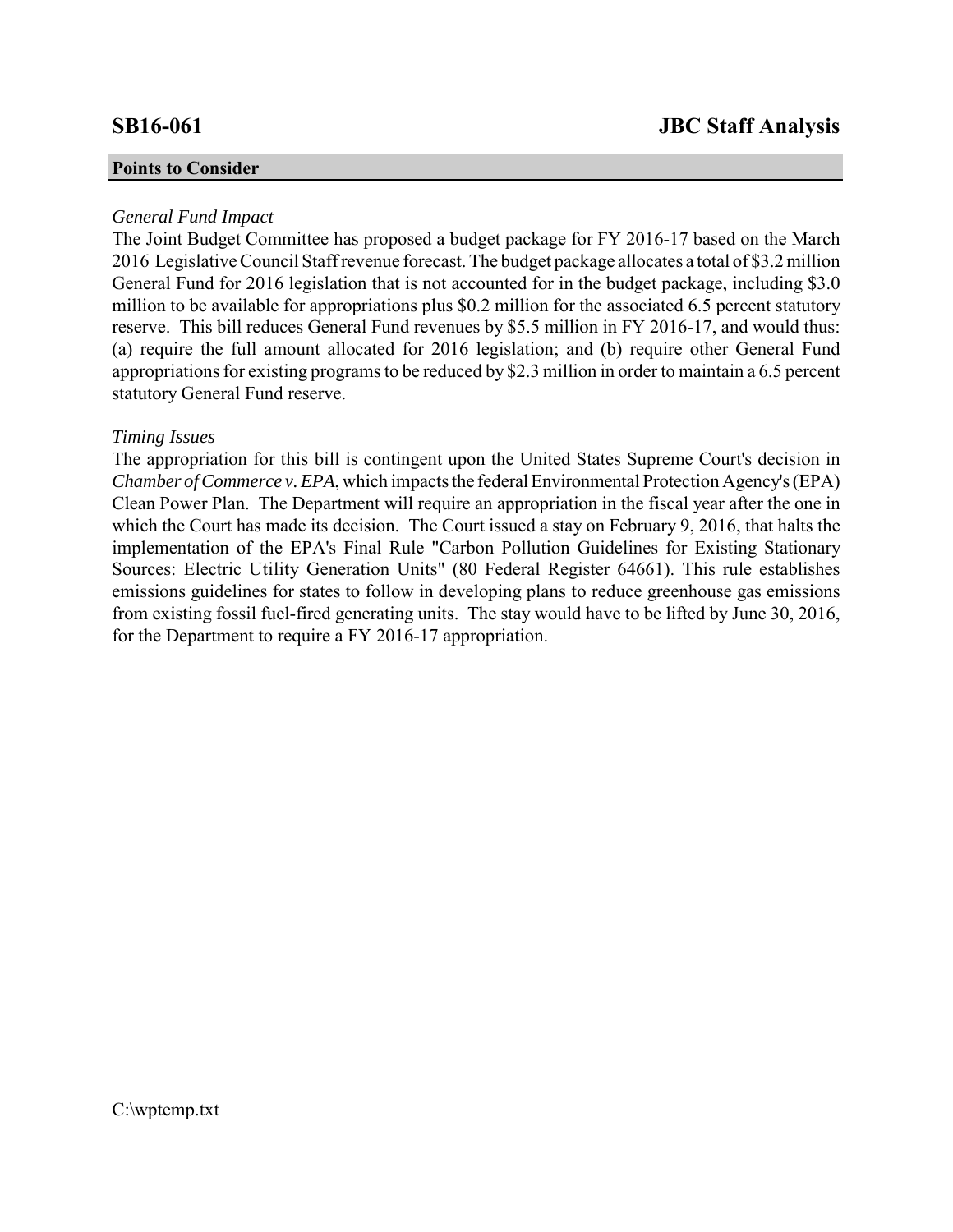## Points to Consider

*General Fund Impact*

The Joint Budget Committee has proposed a budget package for FY 2016-17 based on the March 2016 Legislative Council Staff revenue forecast. The budget package allocates a total of $3.2 million General Fund for 2016 legislation that is not accounted for in the budget package, including $3.0 million to be available for appropriations plus $0.2 million for the associated 6.5 percent statutory reserve. This bill reduces General Fund revenues by $5.5 million in FY 2016-17, and would thus: (a) require the full amount allocated for 2016 legislation; and (b) require other General Fund appropriations for existing programs to be reduced by $2.3 million in order to maintain a 6.5 percent statutory General Fund reserve.

*Timing Issues*

The appropriation for this bill is contingent upon the United States Supreme Court's decision in *Chamber of Commerce v. EPA*, which impacts the federal Environmental Protection Agency's (EPA) Clean Power Plan. The Department will require an appropriation in the fiscal year after the one in which the Court has made its decision. The Court issued a stay on February 9, 2016, that halts the implementation of the EPA's Final Rule "Carbon Pollution Guidelines for Existing Stationary Sources: Electric Utility Generation Units" (80 Federal Register 64661). This rule establishes emissions guidelines for states to follow in developing plans to reduce greenhouse gas emissions from existing fossil fuel-fired generating units. The stay would have to be lifted by June 30, 2016, for the Department to require a FY 2016-17 appropriation.